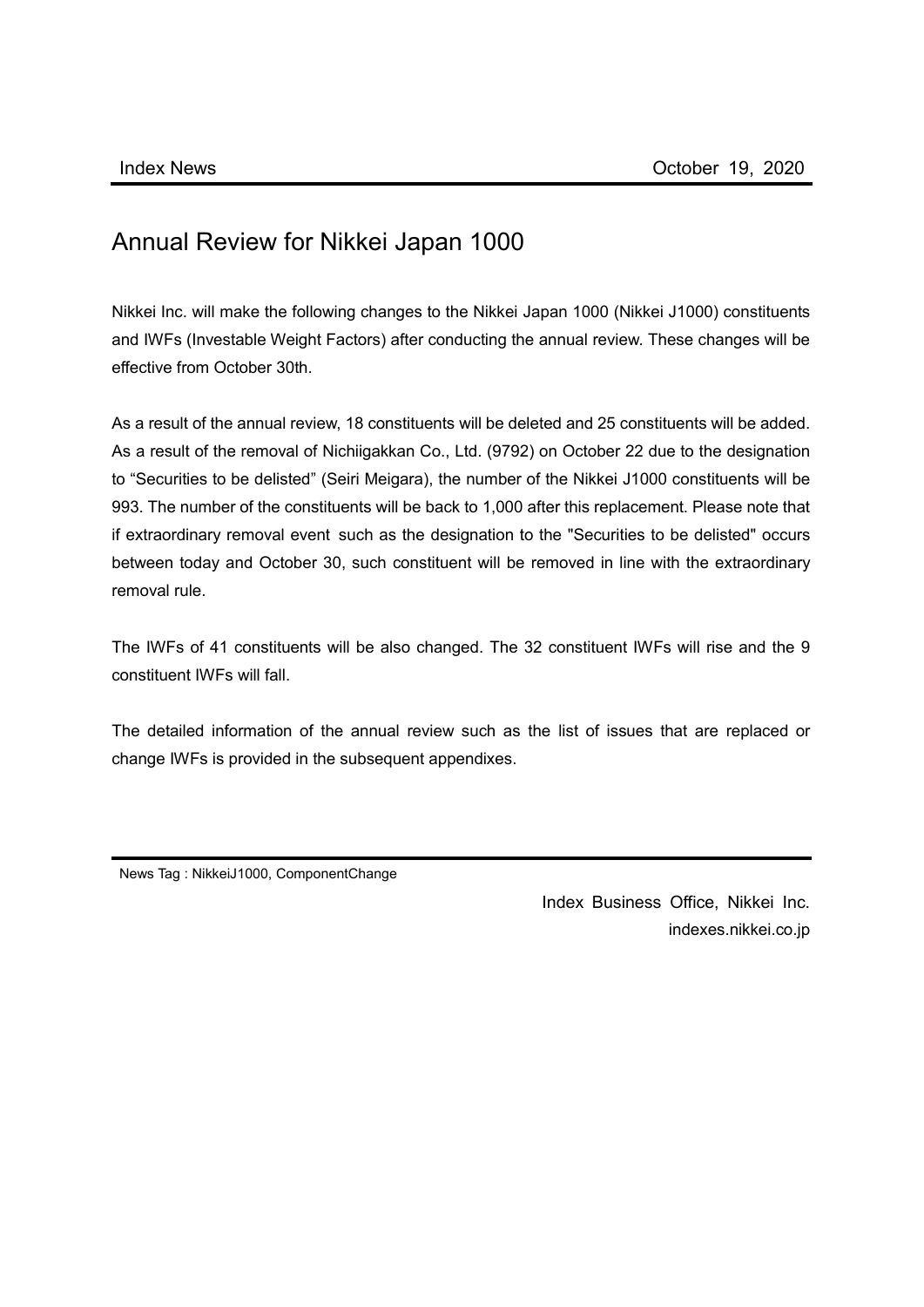Index News October 19, 2020

# Annual Review for Nikkei Japan 1000

Nikkei Inc. will make the following changes to the Nikkei Japan 1000 (Nikkei J1000) constituents and IWFs (Investable Weight Factors) after conducting the annual review. These changes will be effective from October 30th.

As a result of the annual review, 18 constituents will be deleted and 25 constituents will be added. As a result of the removal of Nichiigakkan Co., Ltd. (9792) on October 22 due to the designation to "Securities to be delisted" (Seiri Meigara), the number of the Nikkei J1000 constituents will be 993. The number of the constituents will be back to 1,000 after this replacement. Please note that if extraordinary removal event such as the designation to the "Securities to be delisted" occurs between today and October 30, such constituent will be removed in line with the extraordinary removal rule.

The IWFs of 41 constituents will be also changed. The 32 constituent IWFs will rise and the 9 constituent IWFs will fall.

The detailed information of the annual review such as the list of issues that are replaced or change IWFs is provided in the subsequent appendixes.

News Tag : NikkeiJ1000, ComponentChange

Index Business Office, Nikkei Inc.
indexes.nikkei.co.jp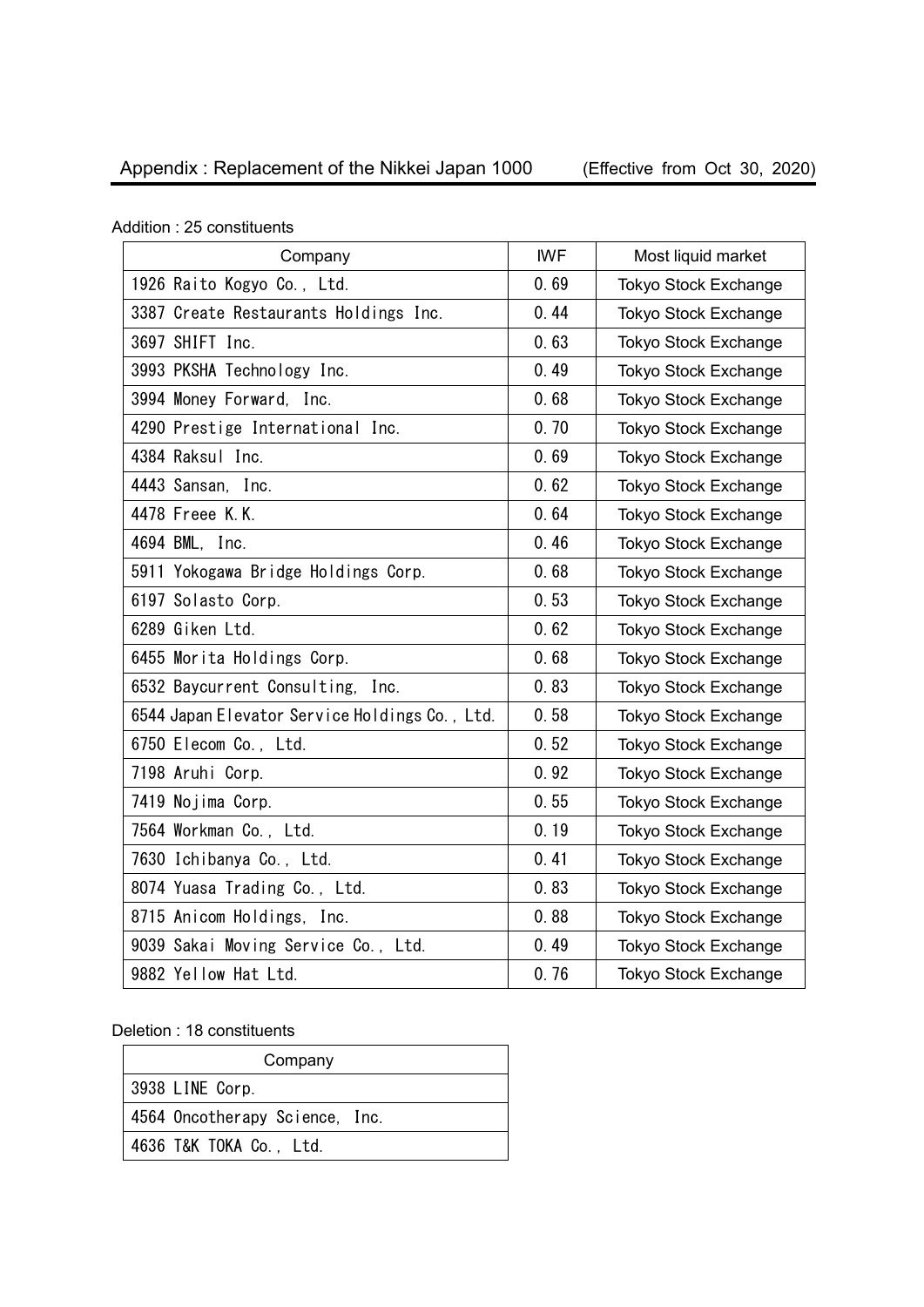## Appendix : Replacement of the Nikkei Japan 1000 (Effective from Oct 30, 2020)

Addition : 25 constituents

| Company | IWF | Most liquid market |
|---|---|---|
| 1926 Raito Kogyo Co., Ltd. | 0.69 | Tokyo Stock Exchange |
| 3387 Create Restaurants Holdings Inc. | 0.44 | Tokyo Stock Exchange |
| 3697 SHIFT Inc. | 0.63 | Tokyo Stock Exchange |
| 3993 PKSHA Technology Inc. | 0.49 | Tokyo Stock Exchange |
| 3994 Money Forward, Inc. | 0.68 | Tokyo Stock Exchange |
| 4290 Prestige International Inc. | 0.70 | Tokyo Stock Exchange |
| 4384 Raksul Inc. | 0.69 | Tokyo Stock Exchange |
| 4443 Sansan, Inc. | 0.62 | Tokyo Stock Exchange |
| 4478 Freee K.K. | 0.64 | Tokyo Stock Exchange |
| 4694 BML, Inc. | 0.46 | Tokyo Stock Exchange |
| 5911 Yokogawa Bridge Holdings Corp. | 0.68 | Tokyo Stock Exchange |
| 6197 Solasto Corp. | 0.53 | Tokyo Stock Exchange |
| 6289 Giken Ltd. | 0.62 | Tokyo Stock Exchange |
| 6455 Morita Holdings Corp. | 0.68 | Tokyo Stock Exchange |
| 6532 Baycurrent Consulting, Inc. | 0.83 | Tokyo Stock Exchange |
| 6544 Japan Elevator Service Holdings Co., Ltd. | 0.58 | Tokyo Stock Exchange |
| 6750 Elecom Co., Ltd. | 0.52 | Tokyo Stock Exchange |
| 7198 Aruhi Corp. | 0.92 | Tokyo Stock Exchange |
| 7419 Nojima Corp. | 0.55 | Tokyo Stock Exchange |
| 7564 Workman Co., Ltd. | 0.19 | Tokyo Stock Exchange |
| 7630 Ichibanya Co., Ltd. | 0.41 | Tokyo Stock Exchange |
| 8074 Yuasa Trading Co., Ltd. | 0.83 | Tokyo Stock Exchange |
| 8715 Anicom Holdings, Inc. | 0.88 | Tokyo Stock Exchange |
| 9039 Sakai Moving Service Co., Ltd. | 0.49 | Tokyo Stock Exchange |
| 9882 Yellow Hat Ltd. | 0.76 | Tokyo Stock Exchange |

Deletion : 18 constituents

| Company |
|---|
| 3938 LINE Corp. |
| 4564 Oncotherapy Science, Inc. |
| 4636 T&K TOKA Co., Ltd. |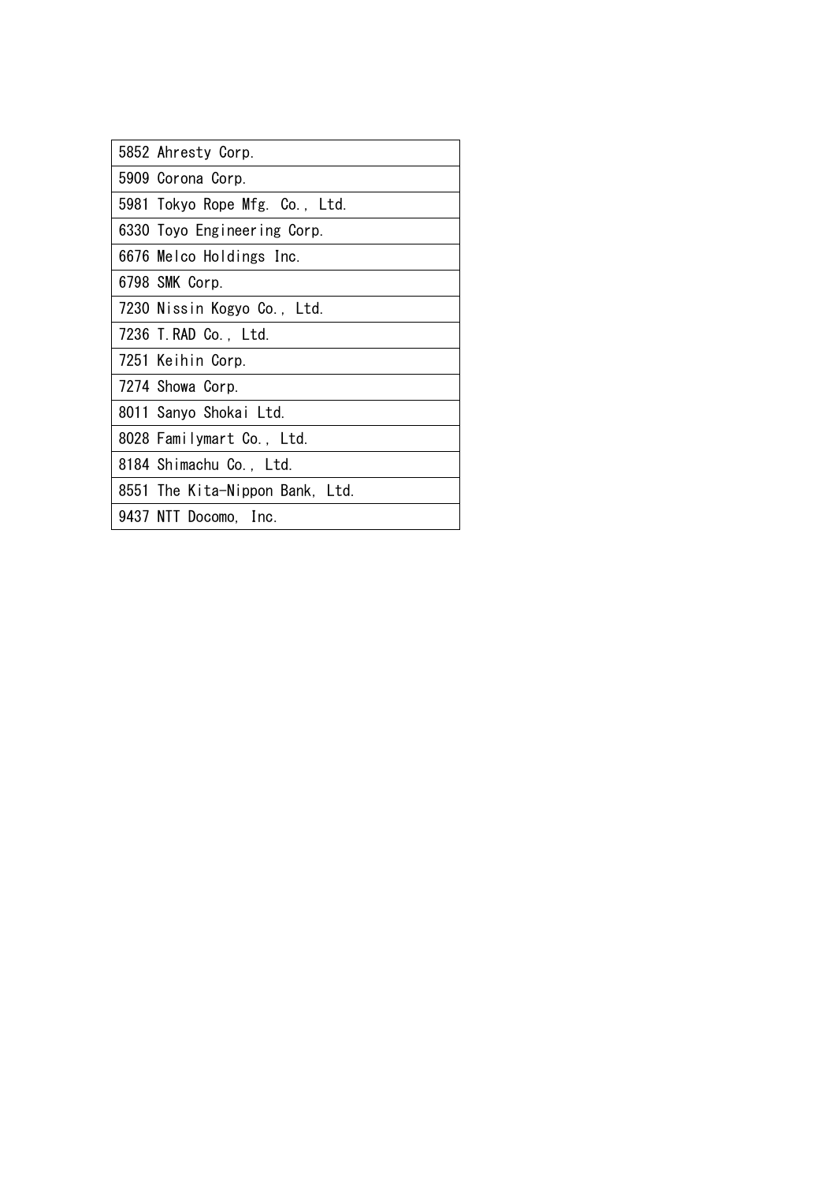| 5852 Ahresty Corp. |
|---|
| 5909 Corona Corp. |
| 5981 Tokyo Rope Mfg. Co., Ltd. |
| 6330 Toyo Engineering Corp. |
| 6676 Melco Holdings Inc. |
| 6798 SMK Corp. |
| 7230 Nissin Kogyo Co., Ltd. |
| 7236 T.RAD Co., Ltd. |
| 7251 Keihin Corp. |
| 7274 Showa Corp. |
| 8011 Sanyo Shokai Ltd. |
| 8028 Familymart Co., Ltd. |
| 8184 Shimachu Co., Ltd. |
| 8551 The Kita-Nippon Bank, Ltd. |
| 9437 NTT Docomo, Inc. |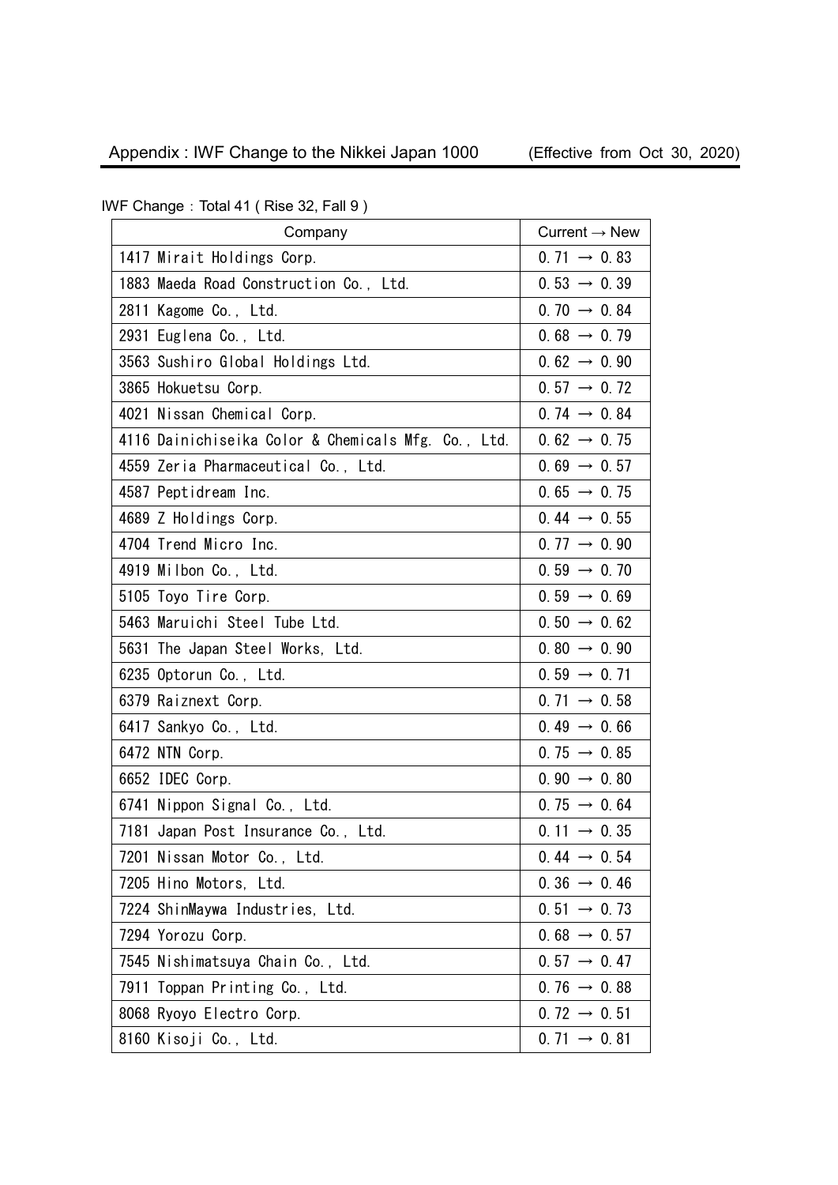## Appendix : IWF Change to the Nikkei Japan 1000 (Effective from Oct 30, 2020)

IWF Change : Total 41 ( Rise 32, Fall 9 )

| Company | Current → New |
|---|---|
| 1417 Mirait Holdings Corp. | 0.71 → 0.83 |
| 1883 Maeda Road Construction Co., Ltd. | 0.53 → 0.39 |
| 2811 Kagome Co., Ltd. | 0.70 → 0.84 |
| 2931 Euglena Co., Ltd. | 0.68 → 0.79 |
| 3563 Sushiro Global Holdings Ltd. | 0.62 → 0.90 |
| 3865 Hokuetsu Corp. | 0.57 → 0.72 |
| 4021 Nissan Chemical Corp. | 0.74 → 0.84 |
| 4116 Dainichiseika Color & Chemicals Mfg. Co., Ltd. | 0.62 → 0.75 |
| 4559 Zeria Pharmaceutical Co., Ltd. | 0.69 → 0.57 |
| 4587 Peptidream Inc. | 0.65 → 0.75 |
| 4689 Z Holdings Corp. | 0.44 → 0.55 |
| 4704 Trend Micro Inc. | 0.77 → 0.90 |
| 4919 Milbon Co., Ltd. | 0.59 → 0.70 |
| 5105 Toyo Tire Corp. | 0.59 → 0.69 |
| 5463 Maruichi Steel Tube Ltd. | 0.50 → 0.62 |
| 5631 The Japan Steel Works, Ltd. | 0.80 → 0.90 |
| 6235 Optorun Co., Ltd. | 0.59 → 0.71 |
| 6379 Raiznext Corp. | 0.71 → 0.58 |
| 6417 Sankyo Co., Ltd. | 0.49 → 0.66 |
| 6472 NTN Corp. | 0.75 → 0.85 |
| 6652 IDEC Corp. | 0.90 → 0.80 |
| 6741 Nippon Signal Co., Ltd. | 0.75 → 0.64 |
| 7181 Japan Post Insurance Co., Ltd. | 0.11 → 0.35 |
| 7201 Nissan Motor Co., Ltd. | 0.44 → 0.54 |
| 7205 Hino Motors, Ltd. | 0.36 → 0.46 |
| 7224 ShinMaywa Industries, Ltd. | 0.51 → 0.73 |
| 7294 Yorozu Corp. | 0.68 → 0.57 |
| 7545 Nishimatsuya Chain Co., Ltd. | 0.57 → 0.47 |
| 7911 Toppan Printing Co., Ltd. | 0.76 → 0.88 |
| 8068 Ryoyo Electro Corp. | 0.72 → 0.51 |
| 8160 Kisoji Co., Ltd. | 0.71 → 0.81 |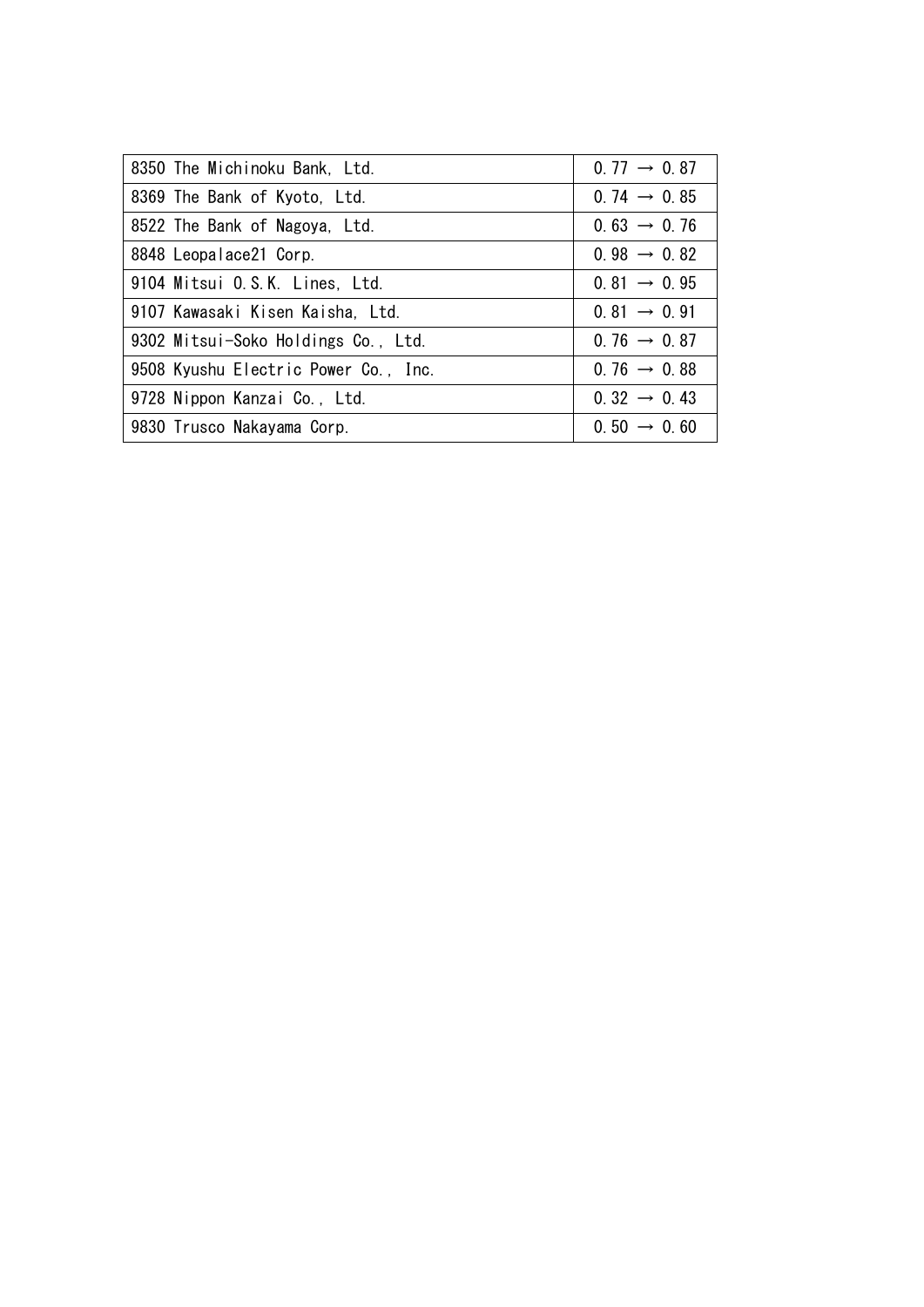| | |
|---|---|
| 8350 The Michinoku Bank, Ltd. | 0.77 → 0.87 |
| 8369 The Bank of Kyoto, Ltd. | 0.74 → 0.85 |
| 8522 The Bank of Nagoya, Ltd. | 0.63 → 0.76 |
| 8848 Leopalace21 Corp. | 0.98 → 0.82 |
| 9104 Mitsui O.S.K. Lines, Ltd. | 0.81 → 0.95 |
| 9107 Kawasaki Kisen Kaisha, Ltd. | 0.81 → 0.91 |
| 9302 Mitsui-Soko Holdings Co., Ltd. | 0.76 → 0.87 |
| 9508 Kyushu Electric Power Co., Inc. | 0.76 → 0.88 |
| 9728 Nippon Kanzai Co., Ltd. | 0.32 → 0.43 |
| 9830 Trusco Nakayama Corp. | 0.50 → 0.60 |